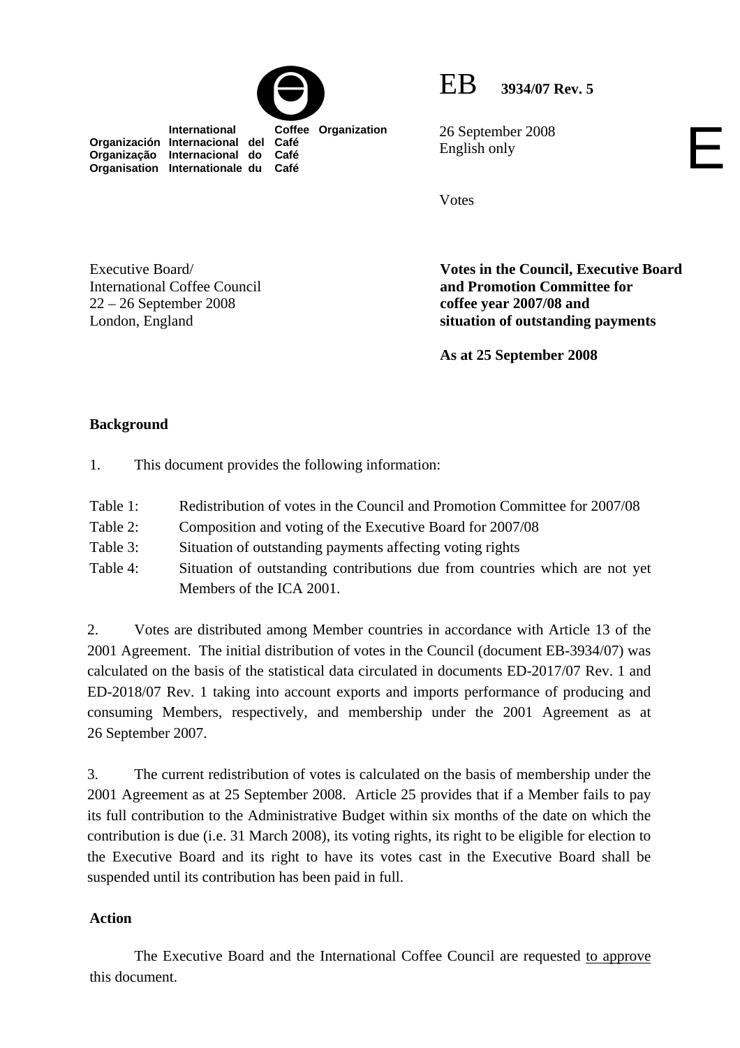International Coffee Organization
Organización Internacional del Café
Organização Internacional do Café
Organisation Internationale du Café

EB **3934/07 Rev. 5**

26 September 2008
English only

E

Votes

Executive Board/
International Coffee Council
22 – 26 September 2008
London, England

**Votes in the Council, Executive Board and Promotion Committee for coffee year 2007/08 and situation of outstanding payments**

**As at 25 September 2008**

## Background

1. This document provides the following information:

| | |
|---|---|
| Table 1: | Redistribution of votes in the Council and Promotion Committee for 2007/08 |
| Table 2: | Composition and voting of the Executive Board for 2007/08 |
| Table 3: | Situation of outstanding payments affecting voting rights |
| Table 4: | Situation of outstanding contributions due from countries which are not yet Members of the ICA 2001. |

2. Votes are distributed among Member countries in accordance with Article 13 of the 2001 Agreement. The initial distribution of votes in the Council (document EB-3934/07) was calculated on the basis of the statistical data circulated in documents ED-2017/07 Rev. 1 and ED-2018/07 Rev. 1 taking into account exports and imports performance of producing and consuming Members, respectively, and membership under the 2001 Agreement as at 26 September 2007.

3. The current redistribution of votes is calculated on the basis of membership under the 2001 Agreement as at 25 September 2008. Article 25 provides that if a Member fails to pay its full contribution to the Administrative Budget within six months of the date on which the contribution is due (i.e. 31 March 2008), its voting rights, its right to be eligible for election to the Executive Board and its right to have its votes cast in the Executive Board shall be suspended until its contribution has been paid in full.

## Action

The Executive Board and the International Coffee Council are requested to approve this document.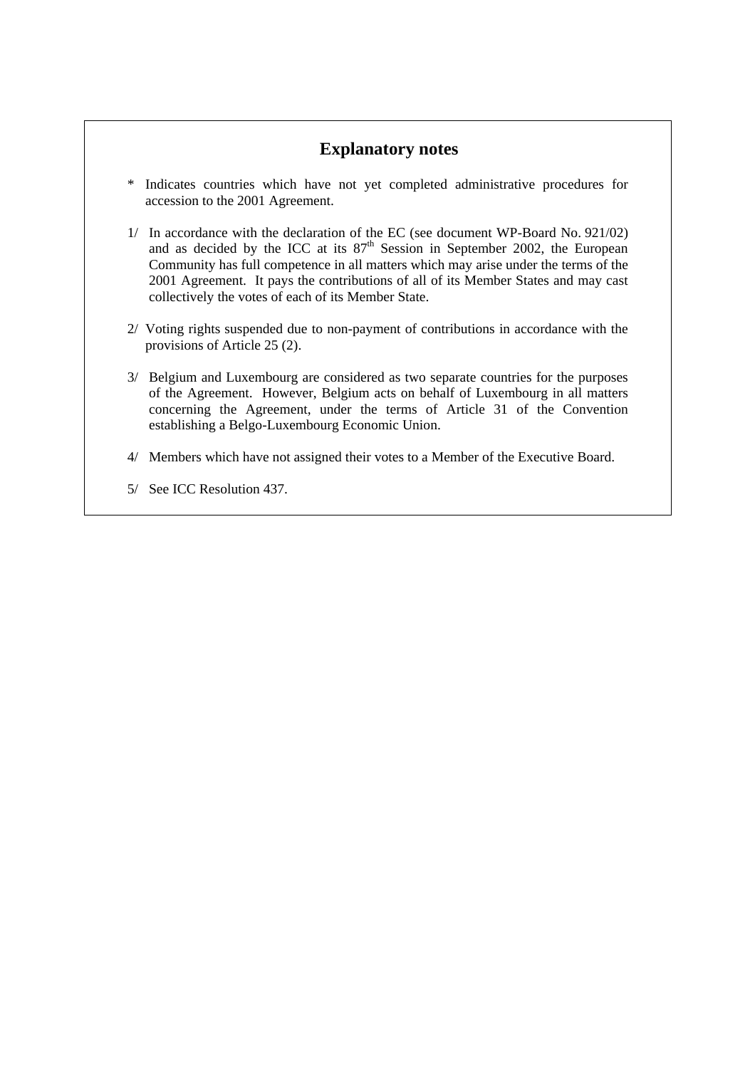## Explanatory notes

\* Indicates countries which have not yet completed administrative procedures for accession to the 2001 Agreement.

1/ In accordance with the declaration of the EC (see document WP-Board No. 921/02) and as decided by the ICC at its 87th Session in September 2002, the European Community has full competence in all matters which may arise under the terms of the 2001 Agreement. It pays the contributions of all of its Member States and may cast collectively the votes of each of its Member State.

2/ Voting rights suspended due to non-payment of contributions in accordance with the provisions of Article 25 (2).

3/ Belgium and Luxembourg are considered as two separate countries for the purposes of the Agreement. However, Belgium acts on behalf of Luxembourg in all matters concerning the Agreement, under the terms of Article 31 of the Convention establishing a Belgo-Luxembourg Economic Union.

4/ Members which have not assigned their votes to a Member of the Executive Board.

5/ See ICC Resolution 437.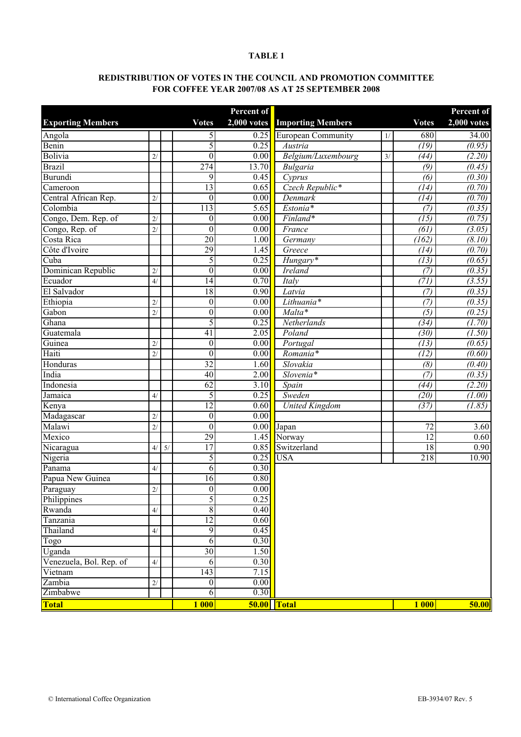**TABLE 1**

**REDISTRIBUTION OF VOTES IN THE COUNCIL AND PROMOTION COMMITTEE FOR COFFEE YEAR 2007/08 AS AT 25 SEPTEMBER 2008**

| Exporting Members | | | Votes | Percent of 2,000 votes | Importing Members | | Votes | Percent of 2,000 votes |
|---|---|---|---|---|---|---|---|---|
| Angola | | | 5 | 0.25 | European Community | 1/ | 680 | 34.00 |
| Benin | | | 5 | 0.25 | *Austria* | | *(19)* | *(0.95)* |
| Bolivia | 2/ | | 0 | 0.00 | *Belgium/Luxembourg* | 3/ | *(44)* | *(2.20)* |
| Brazil | | | 274 | 13.70 | *Bulgaria* | | *(9)* | *(0.45)* |
| Burundi | | | 9 | 0.45 | *Cyprus* | | *(6)* | *(0.30)* |
| Cameroon | | | 13 | 0.65 | *Czech Republic** | | *(14)* | *(0.70)* |
| Central African Rep. | 2/ | | 0 | 0.00 | *Denmark* | | *(14)* | *(0.70)* |
| Colombia | | | 113 | 5.65 | *Estonia** | | *(7)* | *(0.35)* |
| Congo, Dem. Rep. of | 2/ | | 0 | 0.00 | *Finland** | | *(15)* | *(0.75)* |
| Congo, Rep. of | 2/ | | 0 | 0.00 | *France* | | *(61)* | *(3.05)* |
| Costa Rica | | | 20 | 1.00 | *Germany* | | *(162)* | *(8.10)* |
| Côte d'Ivoire | | | 29 | 1.45 | *Greece* | | *(14)* | *(0.70)* |
| Cuba | | | 5 | 0.25 | *Hungary** | | *(13)* | *(0.65)* |
| Dominican Republic | 2/ | | 0 | 0.00 | *Ireland* | | *(7)* | *(0.35)* |
| Ecuador | 4/ | | 14 | 0.70 | *Italy* | | *(71)* | *(3.55)* |
| El Salvador | | | 18 | 0.90 | *Latvia* | | *(7)* | *(0.35)* |
| Ethiopia | 2/ | | 0 | 0.00 | *Lithuania** | | *(7)* | *(0.35)* |
| Gabon | 2/ | | 0 | 0.00 | *Malta** | | *(5)* | *(0.25)* |
| Ghana | | | 5 | 0.25 | *Netherlands* | | *(34)* | *(1.70)* |
| Guatemala | | | 41 | 2.05 | *Poland* | | *(30)* | *(1.50)* |
| Guinea | 2/ | | 0 | 0.00 | *Portugal* | | *(13)* | *(0.65)* |
| Haiti | 2/ | | 0 | 0.00 | *Romania** | | *(12)* | *(0.60)* |
| Honduras | | | 32 | 1.60 | *Slovakia* | | *(8)* | *(0.40)* |
| India | | | 40 | 2.00 | *Slovenia** | | *(7)* | *(0.35)* |
| Indonesia | | | 62 | 3.10 | *Spain* | | *(44)* | *(2.20)* |
| Jamaica | 4/ | | 5 | 0.25 | *Sweden* | | *(20)* | *(1.00)* |
| Kenya | | | 12 | 0.60 | *United Kingdom* | | *(37)* | *(1.85)* |
| Madagascar | 2/ | | 0 | 0.00 | | | | |
| Malawi | 2/ | | 0 | 0.00 | Japan | | 72 | 3.60 |
| Mexico | | | 29 | 1.45 | Norway | | 12 | 0.60 |
| Nicaragua | 4/ | 5/ | 17 | 0.85 | Switzerland | | 18 | 0.90 |
| Nigeria | | | 5 | 0.25 | USA | | 218 | 10.90 |
| Panama | 4/ | | 6 | 0.30 | | | | |
| Papua New Guinea | | | 16 | 0.80 | | | | |
| Paraguay | 2/ | | 0 | 0.00 | | | | |
| Philippines | | | 5 | 0.25 | | | | |
| Rwanda | 4/ | | 8 | 0.40 | | | | |
| Tanzania | | | 12 | 0.60 | | | | |
| Thailand | 4/ | | 9 | 0.45 | | | | |
| Togo | | | 6 | 0.30 | | | | |
| Uganda | | | 30 | 1.50 | | | | |
| Venezuela, Bol. Rep. of | 4/ | | 6 | 0.30 | | | | |
| Vietnam | | | 143 | 7.15 | | | | |
| Zambia | 2/ | | 0 | 0.00 | | | | |
| Zimbabwe | | | 6 | 0.30 | | | | |
| **Total** | | | **1 000** | **50.00** | **Total** | | **1 000** | **50.00** |

© International Coffee Organization EB-3934/07 Rev. 5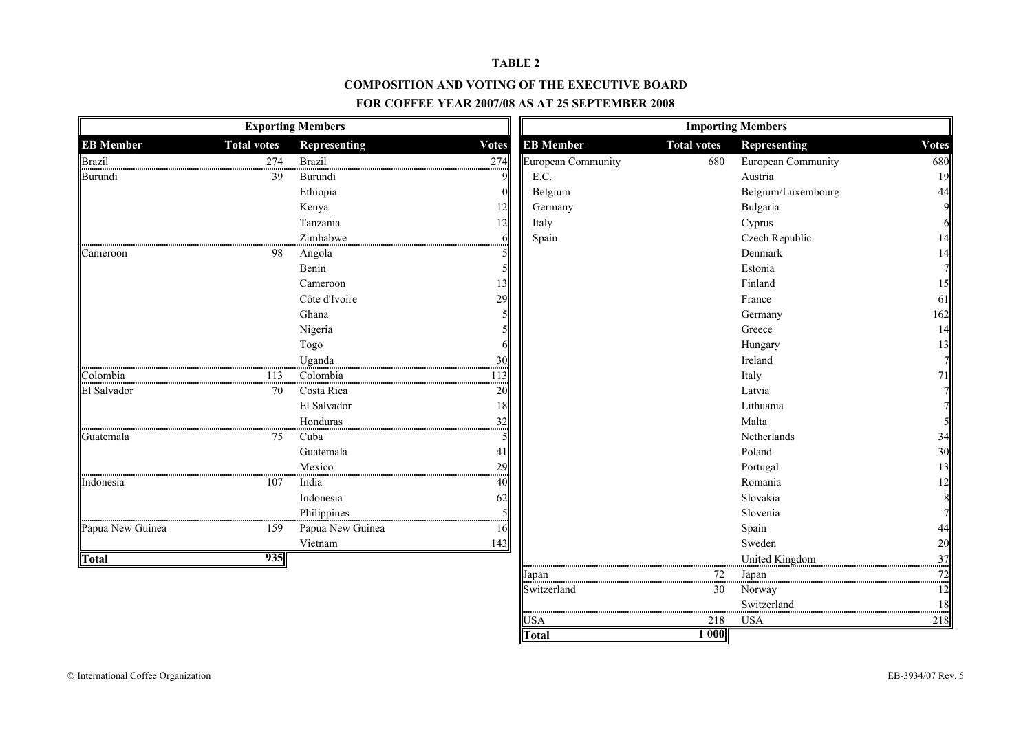**TABLE 2**

**COMPOSITION AND VOTING OF THE EXECUTIVE BOARD**

**FOR COFFEE YEAR 2007/08 AS AT 25 SEPTEMBER 2008**

**Exporting Members**

| EB Member | Total votes | Representing | Votes |
|---|---|---|---|
| Brazil | 274 | Brazil | 274 |
| Burundi | 39 | Burundi | 9 |
| | | Ethiopia | 0 |
| | | Kenya | 12 |
| | | Tanzania | 12 |
| | | Zimbabwe | 6 |
| Cameroon | 98 | Angola | 5 |
| | | Benin | 5 |
| | | Cameroon | 13 |
| | | Côte d'Ivoire | 29 |
| | | Ghana | 5 |
| | | Nigeria | 5 |
| | | Togo | 6 |
| | | Uganda | 30 |
| Colombia | 113 | Colombia | 113 |
| El Salvador | 70 | Costa Rica | 20 |
| | | El Salvador | 18 |
| | | Honduras | 32 |
| Guatemala | 75 | Cuba | 5 |
| | | Guatemala | 41 |
| | | Mexico | 29 |
| Indonesia | 107 | India | 40 |
| | | Indonesia | 62 |
| | | Philippines | 5 |
| Papua New Guinea | 159 | Papua New Guinea | 16 |
| | | Vietnam | 143 |
| **Total** | **935** | | |

**Importing Members**

| EB Member | Total votes | Representing | Votes |
|---|---|---|---|
| European Community | 680 | European Community | 680 |
| E.C. | | Austria | 19 |
| Belgium | | Belgium/Luxembourg | 44 |
| Germany | | Bulgaria | 9 |
| Italy | | Cyprus | 6 |
| Spain | | Czech Republic | 14 |
| | | Denmark | 14 |
| | | Estonia | 7 |
| | | Finland | 15 |
| | | France | 61 |
| | | Germany | 162 |
| | | Greece | 14 |
| | | Hungary | 13 |
| | | Ireland | 7 |
| | | Italy | 71 |
| | | Latvia | 7 |
| | | Lithuania | 7 |
| | | Malta | 5 |
| | | Netherlands | 34 |
| | | Poland | 30 |
| | | Portugal | 13 |
| | | Romania | 12 |
| | | Slovakia | 8 |
| | | Slovenia | 7 |
| | | Spain | 44 |
| | | Sweden | 20 |
| | | United Kingdom | 37 |
| Japan | 72 | Japan | 72 |
| Switzerland | 30 | Norway | 12 |
| | | Switzerland | 18 |
| USA | 218 | USA | 218 |
| **Total** | **1 000** | | |

© International Coffee Organization

EB-3934/07 Rev. 5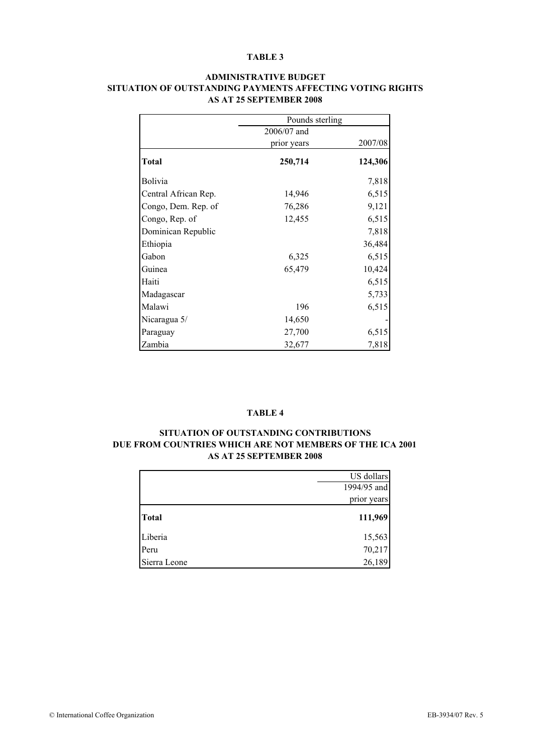**TABLE 3**

**ADMINISTRATIVE BUDGET**
**SITUATION OF OUTSTANDING PAYMENTS AFFECTING VOTING RIGHTS**
**AS AT 25 SEPTEMBER 2008**

| | Pounds sterling | |
|---|---|---|
| | 2006/07 and prior years | 2007/08 |
| **Total** | **250,714** | **124,306** |
| Bolivia | | 7,818 |
| Central African Rep. | 14,946 | 6,515 |
| Congo, Dem. Rep. of | 76,286 | 9,121 |
| Congo, Rep. of | 12,455 | 6,515 |
| Dominican Republic | | 7,818 |
| Ethiopia | | 36,484 |
| Gabon | 6,325 | 6,515 |
| Guinea | 65,479 | 10,424 |
| Haiti | | 6,515 |
| Madagascar | | 5,733 |
| Malawi | 196 | 6,515 |
| Nicaragua 5/ | 14,650 | - |
| Paraguay | 27,700 | 6,515 |
| Zambia | 32,677 | 7,818 |

**TABLE 4**

**SITUATION OF OUTSTANDING CONTRIBUTIONS**
**DUE FROM COUNTRIES WHICH ARE NOT MEMBERS OF THE ICA 2001**
**AS AT 25 SEPTEMBER 2008**

| | US dollars |
|---|---|
| | 1994/95 and prior years |
| **Total** | **111,969** |
| Liberia | 15,563 |
| Peru | 70,217 |
| Sierra Leone | 26,189 |